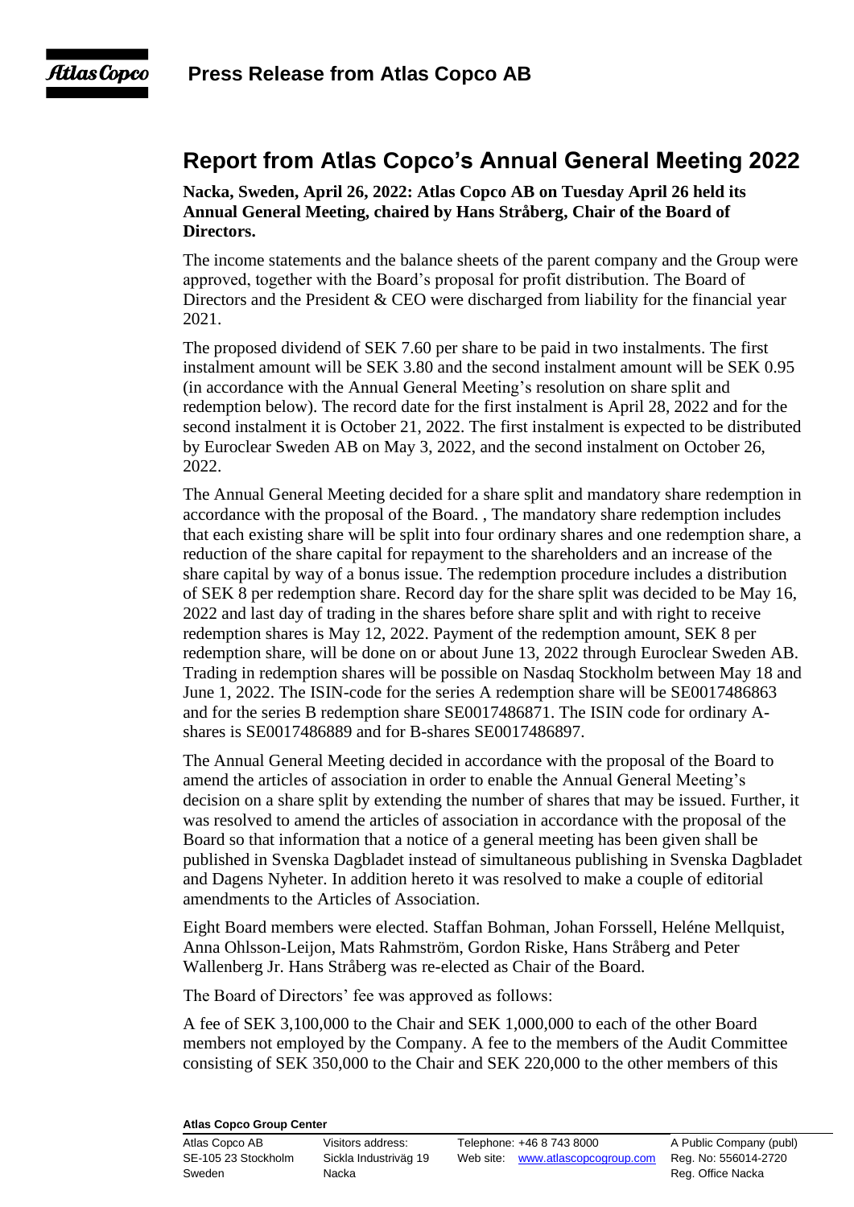# Press Release from Atlas Copco AB

## Report from Atlas Copco's Annual General Meeting 2022

**Nacka, Sweden, April 26, 2022: Atlas Copco AB on Tuesday April 26 held its Annual General Meeting, chaired by Hans Stråberg, Chair of the Board of Directors.**

The income statements and the balance sheets of the parent company and the Group were approved, together with the Board's proposal for profit distribution. The Board of Directors and the President & CEO were discharged from liability for the financial year 2021.

The proposed dividend of SEK 7.60 per share to be paid in two instalments. The first instalment amount will be SEK 3.80 and the second instalment amount will be SEK 0.95 (in accordance with the Annual General Meeting's resolution on share split and redemption below). The record date for the first instalment is April 28, 2022 and for the second instalment it is October 21, 2022. The first instalment is expected to be distributed by Euroclear Sweden AB on May 3, 2022, and the second instalment on October 26, 2022.

The Annual General Meeting decided for a share split and mandatory share redemption in accordance with the proposal of the Board. , The mandatory share redemption includes that each existing share will be split into four ordinary shares and one redemption share, a reduction of the share capital for repayment to the shareholders and an increase of the share capital by way of a bonus issue. The redemption procedure includes a distribution of SEK 8 per redemption share. Record day for the share split was decided to be May 16, 2022 and last day of trading in the shares before share split and with right to receive redemption shares is May 12, 2022. Payment of the redemption amount, SEK 8 per redemption share, will be done on or about June 13, 2022 through Euroclear Sweden AB. Trading in redemption shares will be possible on Nasdaq Stockholm between May 18 and June 1, 2022. The ISIN-code for the series A redemption share will be SE0017486863 and for the series B redemption share SE0017486871. The ISIN code for ordinary A-shares is SE0017486889 and for B-shares SE0017486897.

The Annual General Meeting decided in accordance with the proposal of the Board to amend the articles of association in order to enable the Annual General Meeting's decision on a share split by extending the number of shares that may be issued. Further, it was resolved to amend the articles of association in accordance with the proposal of the Board so that information that a notice of a general meeting has been given shall be published in Svenska Dagbladet instead of simultaneous publishing in Svenska Dagbladet and Dagens Nyheter. In addition hereto it was resolved to make a couple of editorial amendments to the Articles of Association.

Eight Board members were elected. Staffan Bohman, Johan Forssell, Heléne Mellquist, Anna Ohlsson-Leijon, Mats Rahmström, Gordon Riske, Hans Stråberg and Peter Wallenberg Jr. Hans Stråberg was re-elected as Chair of the Board.

The Board of Directors' fee was approved as follows:

A fee of SEK 3,100,000 to the Chair and SEK 1,000,000 to each of the other Board members not employed by the Company. A fee to the members of the Audit Committee consisting of SEK 350,000 to the Chair and SEK 220,000 to the other members of this

**Atlas Copco Group Center**

Atlas Copco AB
SE-105 23 Stockholm
Sweden

Visitors address:
Sickla Industriväg 19
Nacka

Telephone: +46 8 743 8000
Web site: www.atlascopcogroup.com

A Public Company (publ)
Reg. No: 556014-2720
Reg. Office Nacka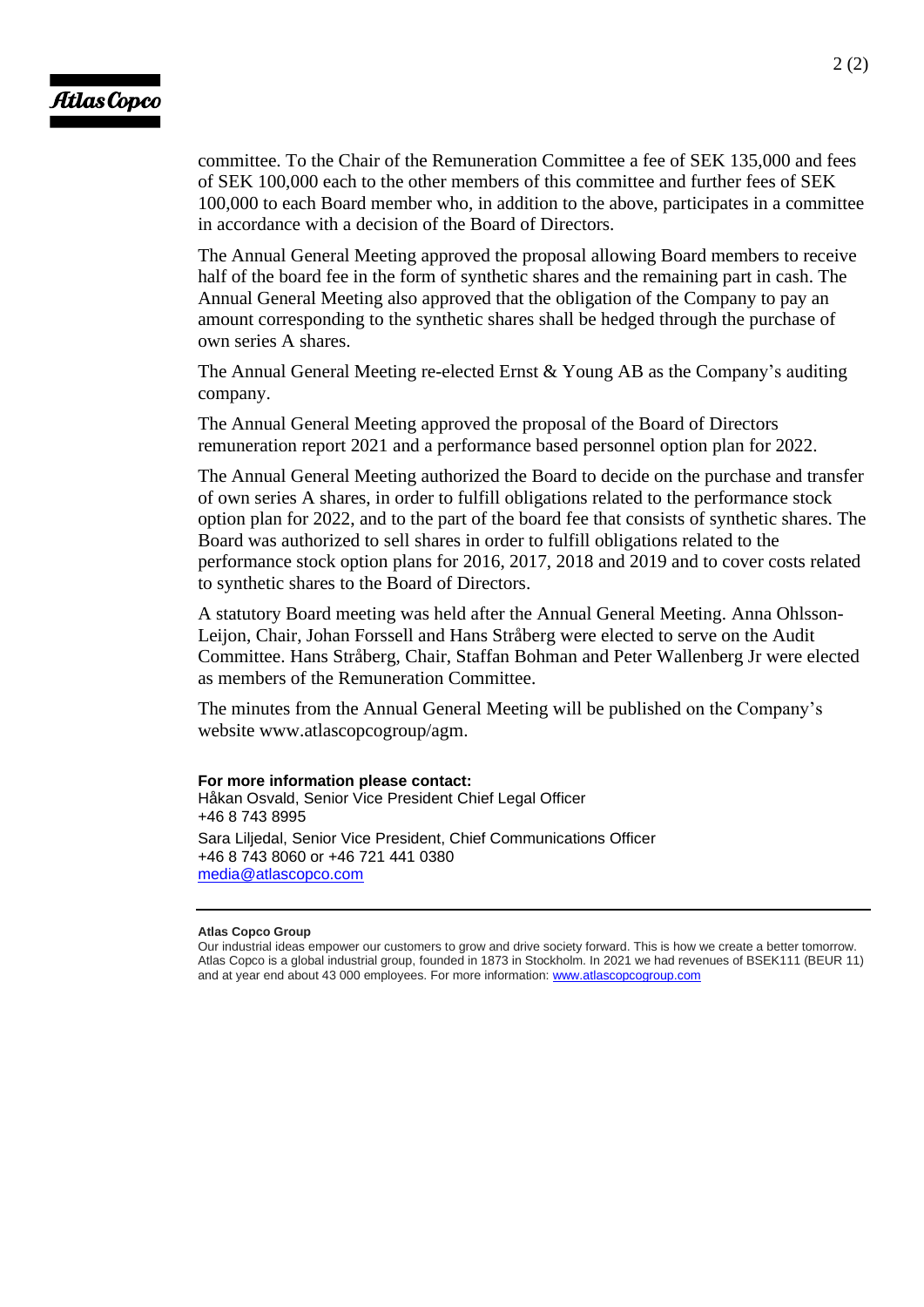committee. To the Chair of the Remuneration Committee a fee of SEK 135,000 and fees of SEK 100,000 each to the other members of this committee and further fees of SEK 100,000 to each Board member who, in addition to the above, participates in a committee in accordance with a decision of the Board of Directors.

The Annual General Meeting approved the proposal allowing Board members to receive half of the board fee in the form of synthetic shares and the remaining part in cash. The Annual General Meeting also approved that the obligation of the Company to pay an amount corresponding to the synthetic shares shall be hedged through the purchase of own series A shares.

The Annual General Meeting re-elected Ernst & Young AB as the Company's auditing company.

The Annual General Meeting approved the proposal of the Board of Directors remuneration report 2021 and a performance based personnel option plan for 2022.

The Annual General Meeting authorized the Board to decide on the purchase and transfer of own series A shares, in order to fulfill obligations related to the performance stock option plan for 2022, and to the part of the board fee that consists of synthetic shares. The Board was authorized to sell shares in order to fulfill obligations related to the performance stock option plans for 2016, 2017, 2018 and 2019 and to cover costs related to synthetic shares to the Board of Directors.

A statutory Board meeting was held after the Annual General Meeting. Anna Ohlsson-Leijon, Chair, Johan Forssell and Hans Stråberg were elected to serve on the Audit Committee. Hans Stråberg, Chair, Staffan Bohman and Peter Wallenberg Jr were elected as members of the Remuneration Committee.

The minutes from the Annual General Meeting will be published on the Company's website www.atlascopcogroup/agm.

**For more information please contact:**
Håkan Osvald, Senior Vice President Chief Legal Officer
+46 8 743 8995

Sara Liljedal, Senior Vice President, Chief Communications Officer
+46 8 743 8060 or +46 721 441 0380
media@atlascopco.com

---

**Atlas Copco Group**
Our industrial ideas empower our customers to grow and drive society forward. This is how we create a better tomorrow. Atlas Copco is a global industrial group, founded in 1873 in Stockholm. In 2021 we had revenues of BSEK111 (BEUR 11) and at year end about 43 000 employees. For more information: www.atlascopcogroup.com